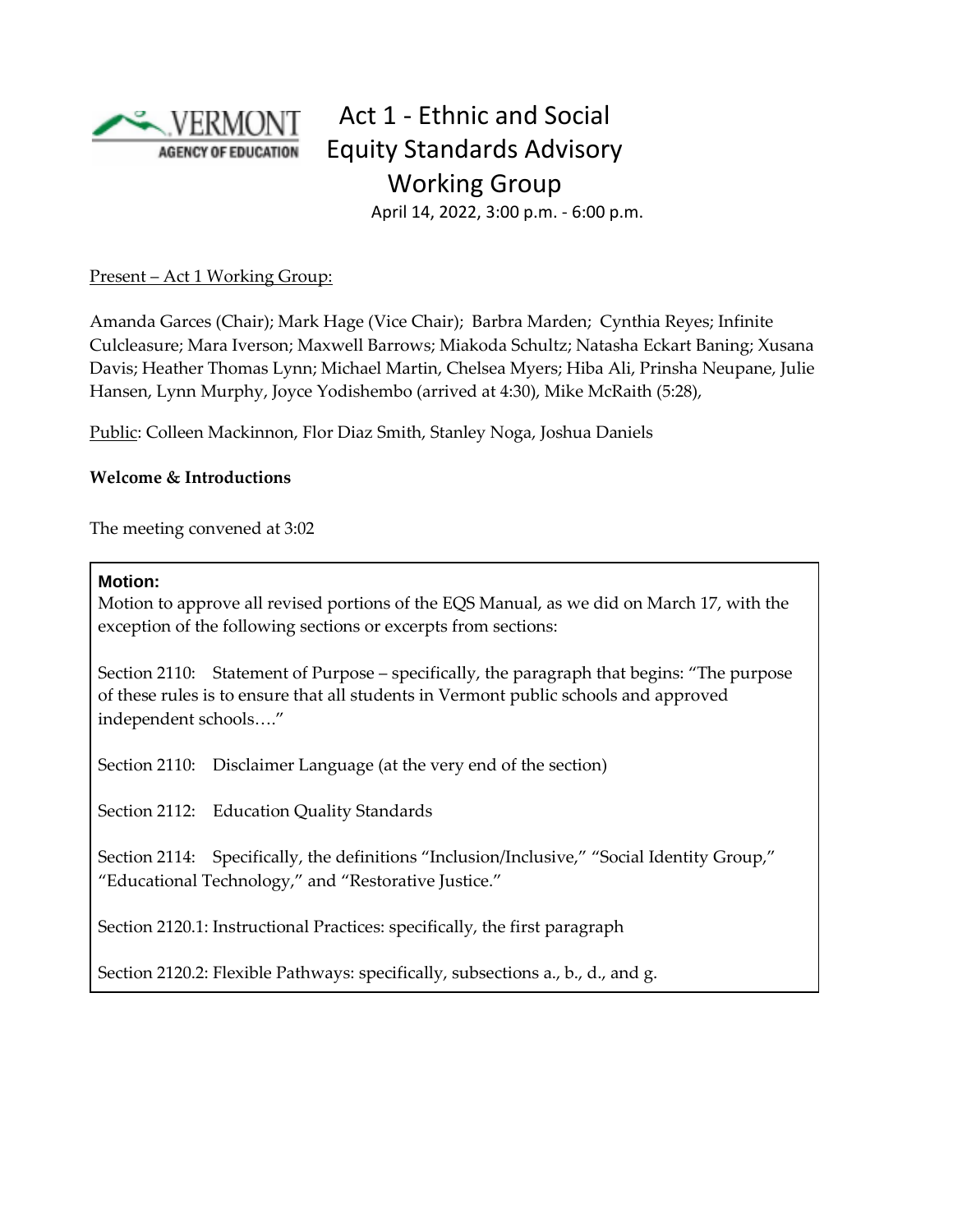# Act 1 - Ethnic and Social Equity Standards Advisory Working Group

April 14, 2022, 3:00 p.m. - 6:00 p.m.

Present – Act 1 Working Group:

Amanda Garces (Chair); Mark Hage (Vice Chair); Barbra Marden; Cynthia Reyes; Infinite Culcleasure; Mara Iverson; Maxwell Barrows; Miakoda Schultz; Natasha Eckart Baning; Xusana Davis; Heather Thomas Lynn; Michael Martin, Chelsea Myers; Hiba Ali, Prinsha Neupane, Julie Hansen, Lynn Murphy, Joyce Yodishembo (arrived at 4:30), Mike McRaith (5:28),

Public: Colleen Mackinnon, Flor Diaz Smith, Stanley Noga, Joshua Daniels

**Welcome & Introductions**

The meeting convened at 3:02

**Motion:**

Motion to approve all revised portions of the EQS Manual, as we did on March 17, with the exception of the following sections or excerpts from sections:

Section 2110: Statement of Purpose – specifically, the paragraph that begins: "The purpose of these rules is to ensure that all students in Vermont public schools and approved independent schools…."

Section 2110: Disclaimer Language (at the very end of the section)

Section 2112: Education Quality Standards

Section 2114: Specifically, the definitions "Inclusion/Inclusive," "Social Identity Group," "Educational Technology," and "Restorative Justice."

Section 2120.1: Instructional Practices: specifically, the first paragraph

Section 2120.2: Flexible Pathways: specifically, subsections a., b., d., and g.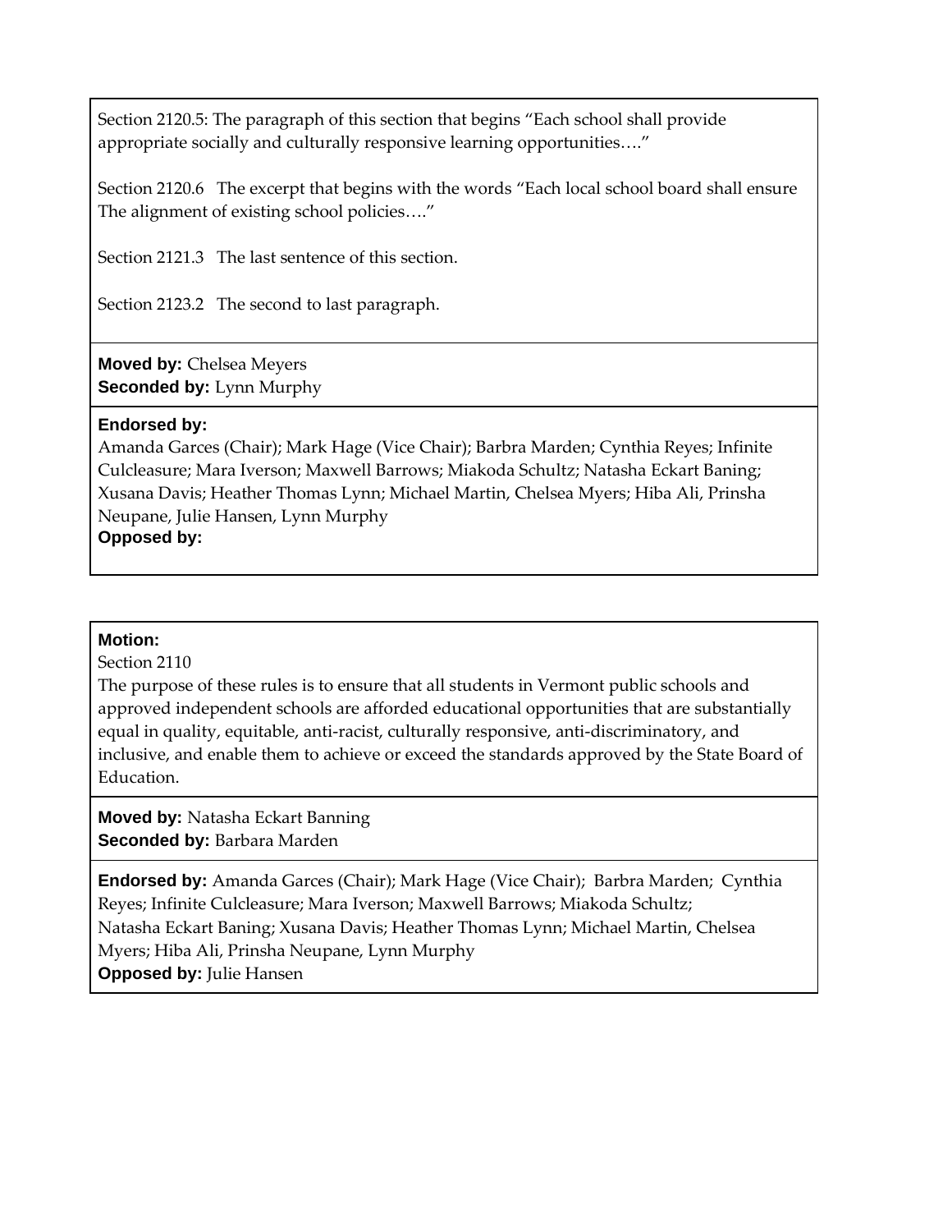Section 2120.5: The paragraph of this section that begins "Each school shall provide appropriate socially and culturally responsive learning opportunities…."

Section 2120.6 The excerpt that begins with the words "Each local school board shall ensure The alignment of existing school policies…."

Section 2121.3 The last sentence of this section.

Section 2123.2 The second to last paragraph.

**Moved by:** Chelsea Meyers
**Seconded by:** Lynn Murphy

**Endorsed by:**
Amanda Garces (Chair); Mark Hage (Vice Chair); Barbra Marden; Cynthia Reyes; Infinite Culcleasure; Mara Iverson; Maxwell Barrows; Miakoda Schultz; Natasha Eckart Baning; Xusana Davis; Heather Thomas Lynn; Michael Martin, Chelsea Myers; Hiba Ali, Prinsha Neupane, Julie Hansen, Lynn Murphy
**Opposed by:**

---

**Motion:**
Section 2110
The purpose of these rules is to ensure that all students in Vermont public schools and approved independent schools are afforded educational opportunities that are substantially equal in quality, equitable, anti-racist, culturally responsive, anti-discriminatory, and inclusive, and enable them to achieve or exceed the standards approved by the State Board of Education.

**Moved by:** Natasha Eckart Banning
**Seconded by:** Barbara Marden

**Endorsed by:** Amanda Garces (Chair); Mark Hage (Vice Chair); Barbra Marden; Cynthia Reyes; Infinite Culcleasure; Mara Iverson; Maxwell Barrows; Miakoda Schultz; Natasha Eckart Baning; Xusana Davis; Heather Thomas Lynn; Michael Martin, Chelsea Myers; Hiba Ali, Prinsha Neupane, Lynn Murphy
**Opposed by:** Julie Hansen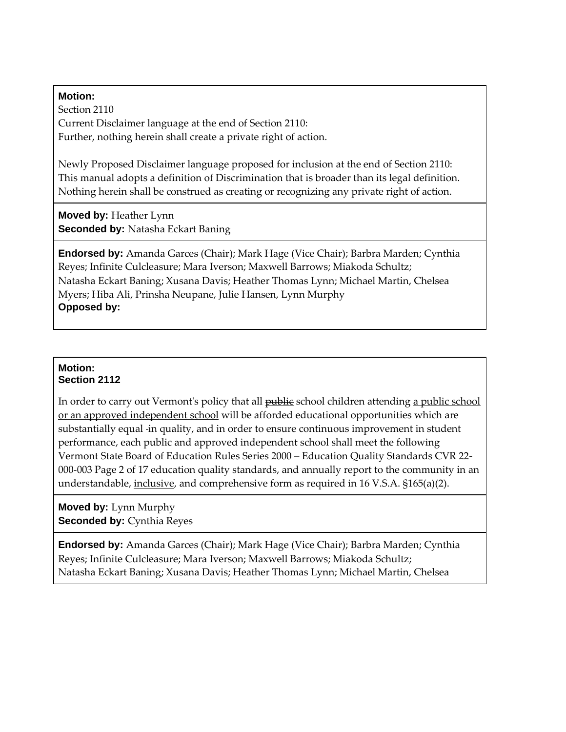**Motion:**
Section 2110
Current Disclaimer language at the end of Section 2110:
Further, nothing herein shall create a private right of action.

Newly Proposed Disclaimer language proposed for inclusion at the end of Section 2110:
This manual adopts a definition of Discrimination that is broader than its legal definition. Nothing herein shall be construed as creating or recognizing any private right of action.

**Moved by:** Heather Lynn
**Seconded by:** Natasha Eckart Baning

**Endorsed by:** Amanda Garces (Chair); Mark Hage (Vice Chair); Barbra Marden; Cynthia Reyes; Infinite Culcleasure; Mara Iverson; Maxwell Barrows; Miakoda Schultz; Natasha Eckart Baning; Xusana Davis; Heather Thomas Lynn; Michael Martin, Chelsea Myers; Hiba Ali, Prinsha Neupane, Julie Hansen, Lynn Murphy
**Opposed by:**

---

**Motion:**
**Section 2112**

In order to carry out Vermont's policy that all ~~public~~ school children attending <u>a public school or an approved independent school</u> will be afforded educational opportunities which are substantially equal -in quality, and in order to ensure continuous improvement in student performance, each public and approved independent school shall meet the following Vermont State Board of Education Rules Series 2000 – Education Quality Standards CVR 22-000-003 Page 2 of 17 education quality standards, and annually report to the community in an understandable, <u>inclusive</u>, and comprehensive form as required in 16 V.S.A. §165(a)(2).

**Moved by:** Lynn Murphy
**Seconded by:** Cynthia Reyes

**Endorsed by:** Amanda Garces (Chair); Mark Hage (Vice Chair); Barbra Marden; Cynthia Reyes; Infinite Culcleasure; Mara Iverson; Maxwell Barrows; Miakoda Schultz; Natasha Eckart Baning; Xusana Davis; Heather Thomas Lynn; Michael Martin, Chelsea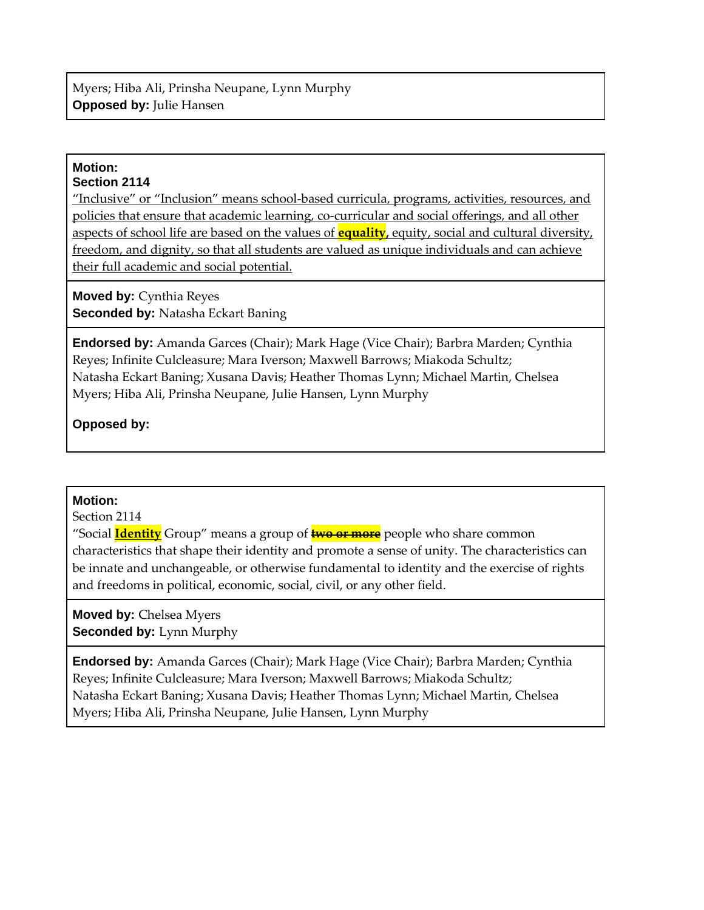Myers; Hiba Ali, Prinsha Neupane, Lynn Murphy
**Opposed by:** Julie Hansen

**Motion:**
**Section 2114**
<u>"Inclusive" or "Inclusion" means school-based curricula, programs, activities, resources, and policies that ensure that academic learning, co-curricular and social offerings, and all other aspects of school life are based on the values of **equality**, equity, social and cultural diversity, freedom, and dignity, so that all students are valued as unique individuals and can achieve their full academic and social potential.</u>

**Moved by:** Cynthia Reyes
**Seconded by:** Natasha Eckart Baning

**Endorsed by:** Amanda Garces (Chair); Mark Hage (Vice Chair); Barbra Marden; Cynthia Reyes; Infinite Culcleasure; Mara Iverson; Maxwell Barrows; Miakoda Schultz; Natasha Eckart Baning; Xusana Davis; Heather Thomas Lynn; Michael Martin, Chelsea Myers; Hiba Ali, Prinsha Neupane, Julie Hansen, Lynn Murphy

**Opposed by:**

**Motion:**
Section 2114
"Social **<u>Identity</u>** Group" means a group of ~~**two or more**~~ people who share common characteristics that shape their identity and promote a sense of unity. The characteristics can be innate and unchangeable, or otherwise fundamental to identity and the exercise of rights and freedoms in political, economic, social, civil, or any other field.

**Moved by:** Chelsea Myers
**Seconded by:** Lynn Murphy

**Endorsed by:** Amanda Garces (Chair); Mark Hage (Vice Chair); Barbra Marden; Cynthia Reyes; Infinite Culcleasure; Mara Iverson; Maxwell Barrows; Miakoda Schultz; Natasha Eckart Baning; Xusana Davis; Heather Thomas Lynn; Michael Martin, Chelsea Myers; Hiba Ali, Prinsha Neupane, Julie Hansen, Lynn Murphy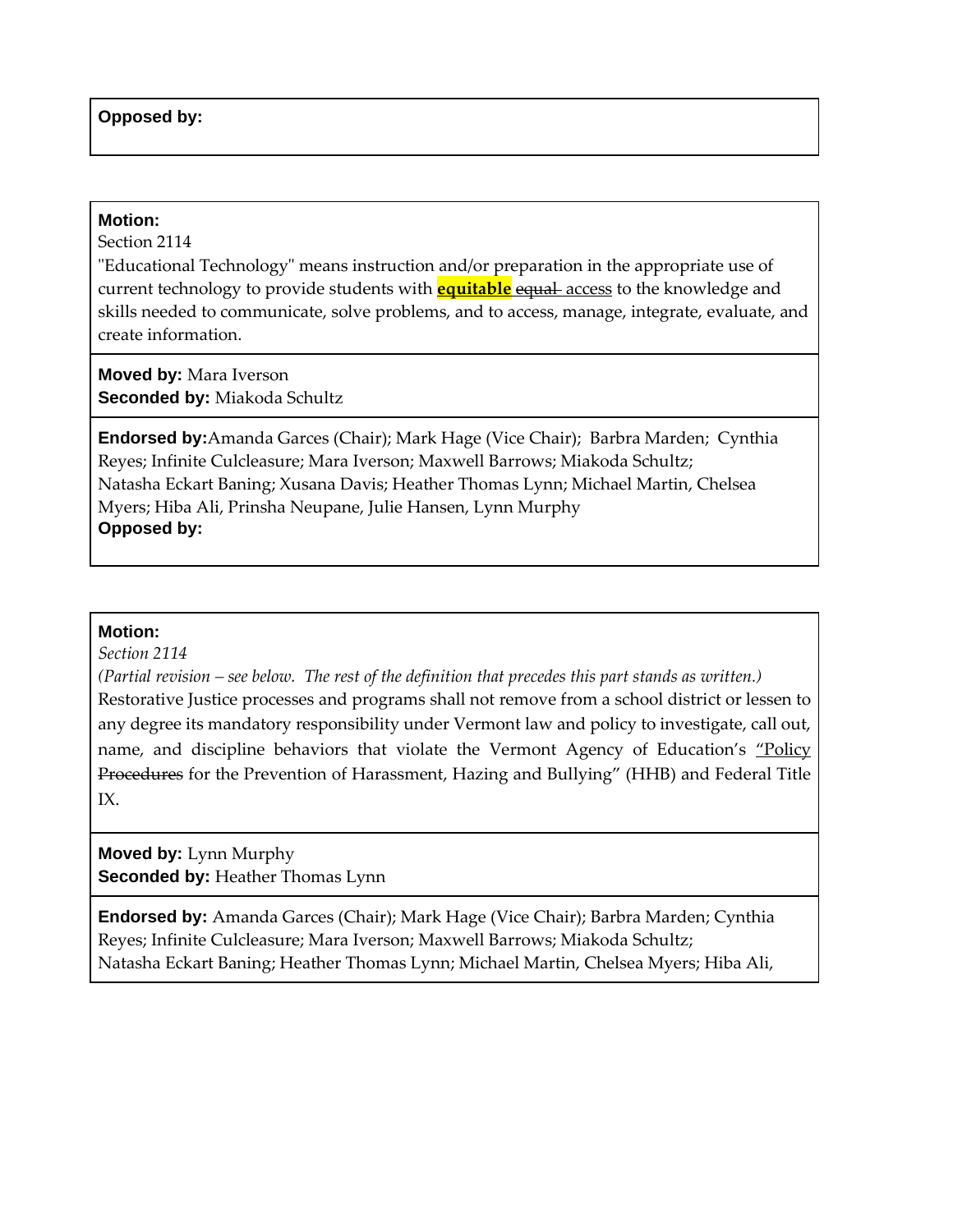**Opposed by:**

---

**Motion:**
Section 2114
"Educational Technology" means instruction and/or preparation in the appropriate use of current technology to provide students with **equitable** ~~equal~~ access to the knowledge and skills needed to communicate, solve problems, and to access, manage, integrate, evaluate, and create information.

**Moved by:** Mara Iverson
**Seconded by:** Miakoda Schultz

**Endorsed by:** Amanda Garces (Chair); Mark Hage (Vice Chair); Barbra Marden; Cynthia Reyes; Infinite Culcleasure; Mara Iverson; Maxwell Barrows; Miakoda Schultz; Natasha Eckart Baning; Xusana Davis; Heather Thomas Lynn; Michael Martin, Chelsea Myers; Hiba Ali, Prinsha Neupane, Julie Hansen, Lynn Murphy
**Opposed by:**

---

**Motion:**
*Section 2114*
*(Partial revision – see below. The rest of the definition that precedes this part stands as written.)*
Restorative Justice processes and programs shall not remove from a school district or lessen to any degree its mandatory responsibility under Vermont law and policy to investigate, call out, name, and discipline behaviors that violate the Vermont Agency of Education's "Policy ~~Procedures~~ for the Prevention of Harassment, Hazing and Bullying" (HHB) and Federal Title IX.

**Moved by:** Lynn Murphy
**Seconded by:** Heather Thomas Lynn

**Endorsed by:** Amanda Garces (Chair); Mark Hage (Vice Chair); Barbra Marden; Cynthia Reyes; Infinite Culcleasure; Mara Iverson; Maxwell Barrows; Miakoda Schultz; Natasha Eckart Baning; Heather Thomas Lynn; Michael Martin, Chelsea Myers; Hiba Ali,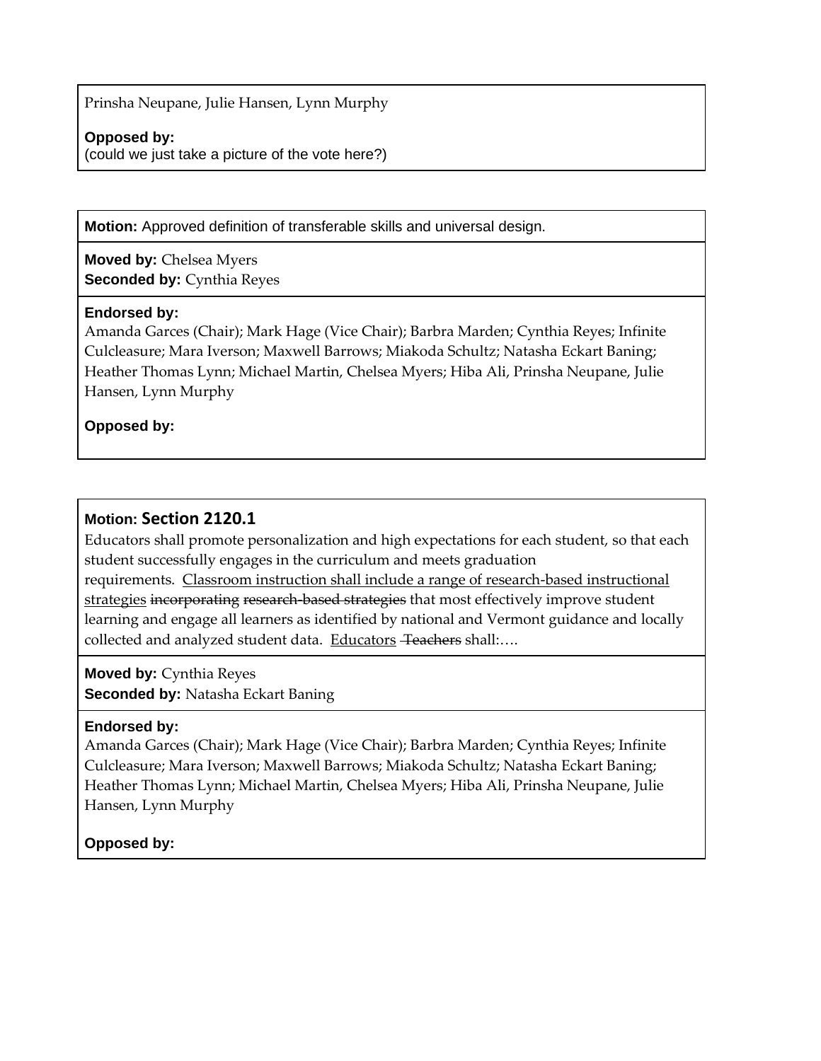Prinsha Neupane, Julie Hansen, Lynn Murphy

**Opposed by:**
(could we just take a picture of the vote here?)

---

**Motion:** Approved definition of transferable skills and universal design.

**Moved by:** Chelsea Myers
**Seconded by:** Cynthia Reyes

**Endorsed by:**
Amanda Garces (Chair); Mark Hage (Vice Chair); Barbra Marden; Cynthia Reyes; Infinite Culcleasure; Mara Iverson; Maxwell Barrows; Miakoda Schultz; Natasha Eckart Baning; Heather Thomas Lynn; Michael Martin, Chelsea Myers; Hiba Ali, Prinsha Neupane, Julie Hansen, Lynn Murphy

**Opposed by:**

---

**Motion: Section 2120.1**

Educators shall promote personalization and high expectations for each student, so that each student successfully engages in the curriculum and meets graduation requirements. <u>Classroom instruction shall include a range of research-based instructional strategies</u> ~~incorporating~~ ~~research-based strategies~~ that most effectively improve student learning and engage all learners as identified by national and Vermont guidance and locally collected and analyzed student data. <u>Educators</u> ~~Teachers~~ shall:….

**Moved by:** Cynthia Reyes
**Seconded by:** Natasha Eckart Baning

**Endorsed by:**
Amanda Garces (Chair); Mark Hage (Vice Chair); Barbra Marden; Cynthia Reyes; Infinite Culcleasure; Mara Iverson; Maxwell Barrows; Miakoda Schultz; Natasha Eckart Baning; Heather Thomas Lynn; Michael Martin, Chelsea Myers; Hiba Ali, Prinsha Neupane, Julie Hansen, Lynn Murphy

**Opposed by:**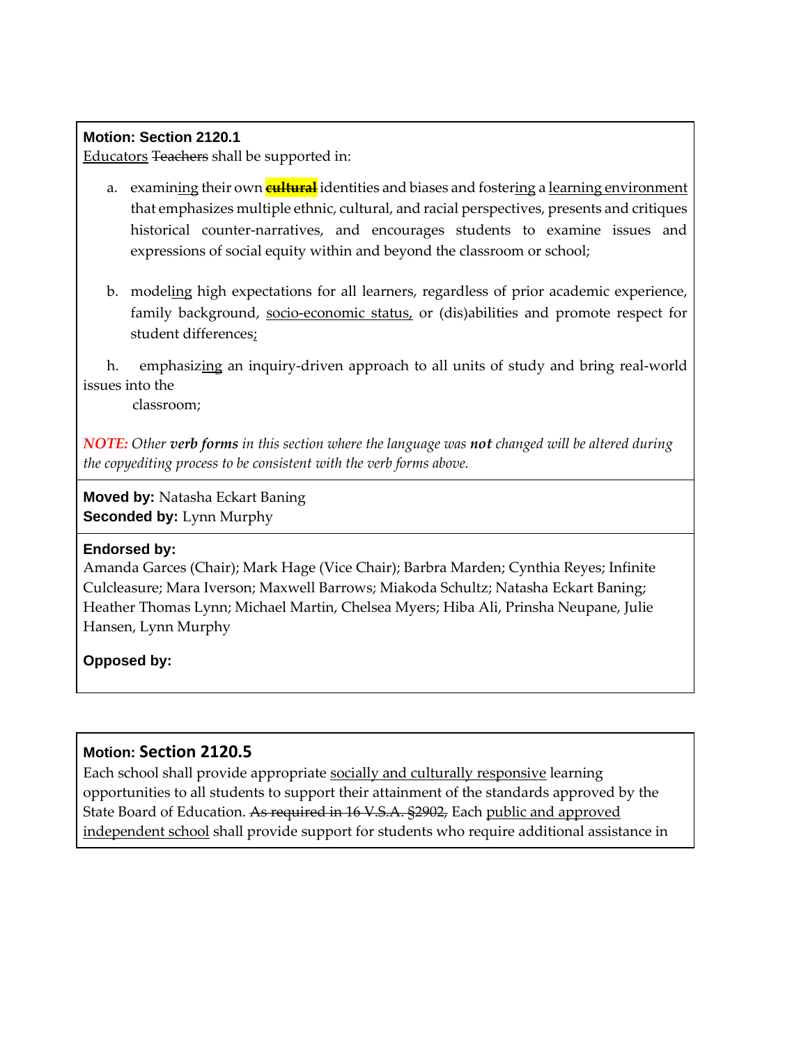**Motion: Section 2120.1**

<u>Educators</u> ~~Teachers~~ shall be supported in:

a. examin<u>ing</u> their own ~~**cultural**~~ identities and biases and foster<u>ing</u> a <u>learning environment</u> that emphasizes multiple ethnic, cultural, and racial perspectives, presents and critiques historical counter-narratives, and encourages students to examine issues and expressions of social equity within and beyond the classroom or school;

b. model<u>ing</u> high expectations for all learners, regardless of prior academic experience, family background, <u>socio-economic status,</u> or (dis)abilities and promote respect for student differences<u>;</u>

h. emphasiz<u>ing</u> an inquiry-driven approach to all units of study and bring real-world issues into the classroom;

*NOTE: Other **verb forms** in this section where the language was **not** changed will be altered during the copyediting process to be consistent with the verb forms above.*

**Moved by:** Natasha Eckart Baning
**Seconded by:** Lynn Murphy

**Endorsed by:**
Amanda Garces (Chair); Mark Hage (Vice Chair); Barbra Marden; Cynthia Reyes; Infinite Culcleasure; Mara Iverson; Maxwell Barrows; Miakoda Schultz; Natasha Eckart Baning; Heather Thomas Lynn; Michael Martin, Chelsea Myers; Hiba Ali, Prinsha Neupane, Julie Hansen, Lynn Murphy

**Opposed by:**

---

**Motion: Section 2120.5**

Each school shall provide appropriate <u>socially and culturally responsive</u> learning opportunities to all students to support their attainment of the standards approved by the State Board of Education. ~~As required in 16 V.S.A. §2902,~~ Each <u>public and approved independent school</u> shall provide support for students who require additional assistance in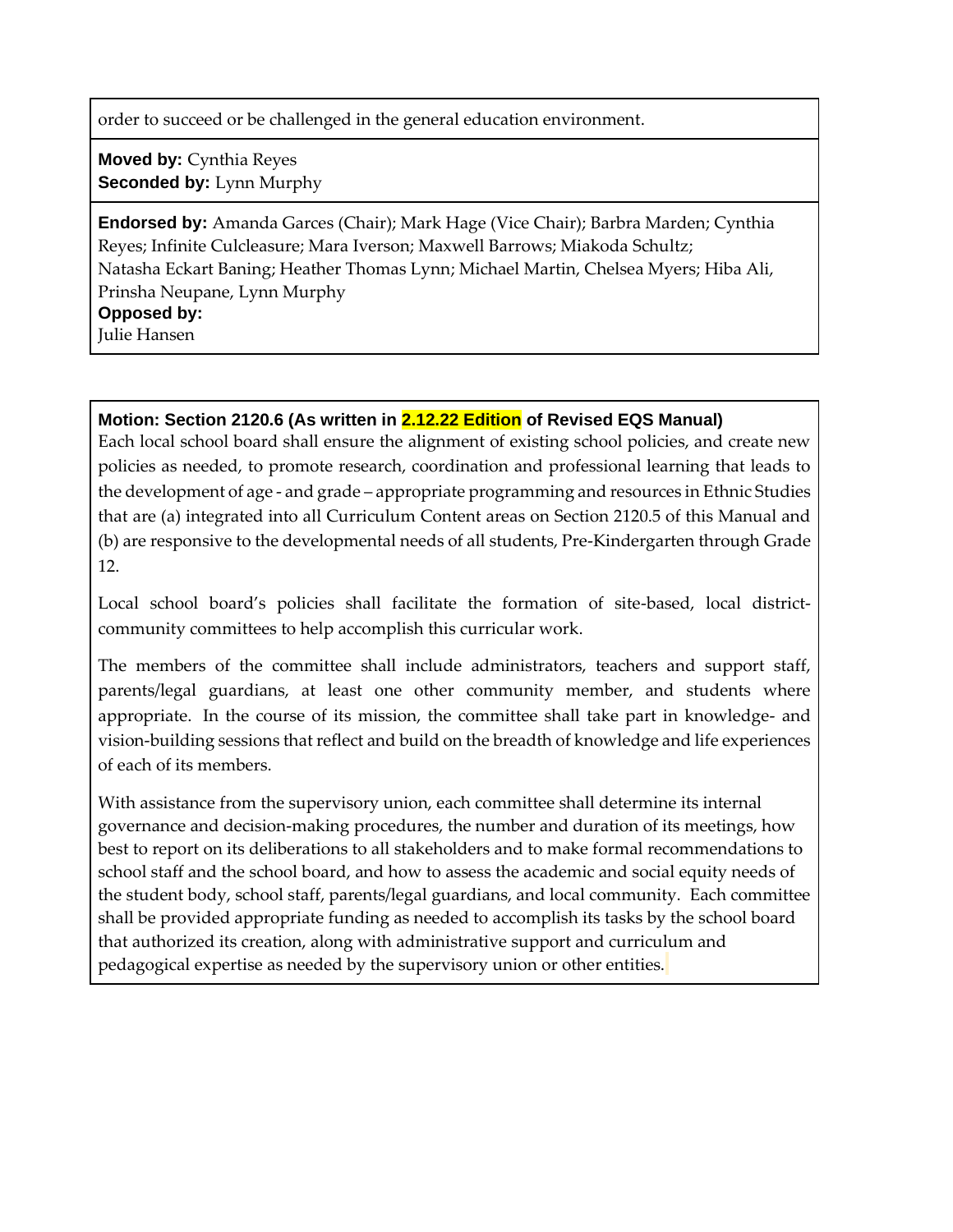order to succeed or be challenged in the general education environment.

**Moved by:** Cynthia Reyes
**Seconded by:** Lynn Murphy

**Endorsed by:** Amanda Garces (Chair); Mark Hage (Vice Chair); Barbra Marden; Cynthia Reyes; Infinite Culcleasure; Mara Iverson; Maxwell Barrows; Miakoda Schultz; Natasha Eckart Baning; Heather Thomas Lynn; Michael Martin, Chelsea Myers; Hiba Ali, Prinsha Neupane, Lynn Murphy
**Opposed by:**
Julie Hansen

**Motion: Section 2120.6 (As written in 2.12.22 Edition of Revised EQS Manual)**

Each local school board shall ensure the alignment of existing school policies, and create new policies as needed, to promote research, coordination and professional learning that leads to the development of age - and grade – appropriate programming and resources in Ethnic Studies that are (a) integrated into all Curriculum Content areas on Section 2120.5 of this Manual and (b) are responsive to the developmental needs of all students, Pre-Kindergarten through Grade 12.

Local school board's policies shall facilitate the formation of site-based, local district-community committees to help accomplish this curricular work.

The members of the committee shall include administrators, teachers and support staff, parents/legal guardians, at least one other community member, and students where appropriate. In the course of its mission, the committee shall take part in knowledge- and vision-building sessions that reflect and build on the breadth of knowledge and life experiences of each of its members.

With assistance from the supervisory union, each committee shall determine its internal governance and decision-making procedures, the number and duration of its meetings, how best to report on its deliberations to all stakeholders and to make formal recommendations to school staff and the school board, and how to assess the academic and social equity needs of the student body, school staff, parents/legal guardians, and local community. Each committee shall be provided appropriate funding as needed to accomplish its tasks by the school board that authorized its creation, along with administrative support and curriculum and pedagogical expertise as needed by the supervisory union or other entities.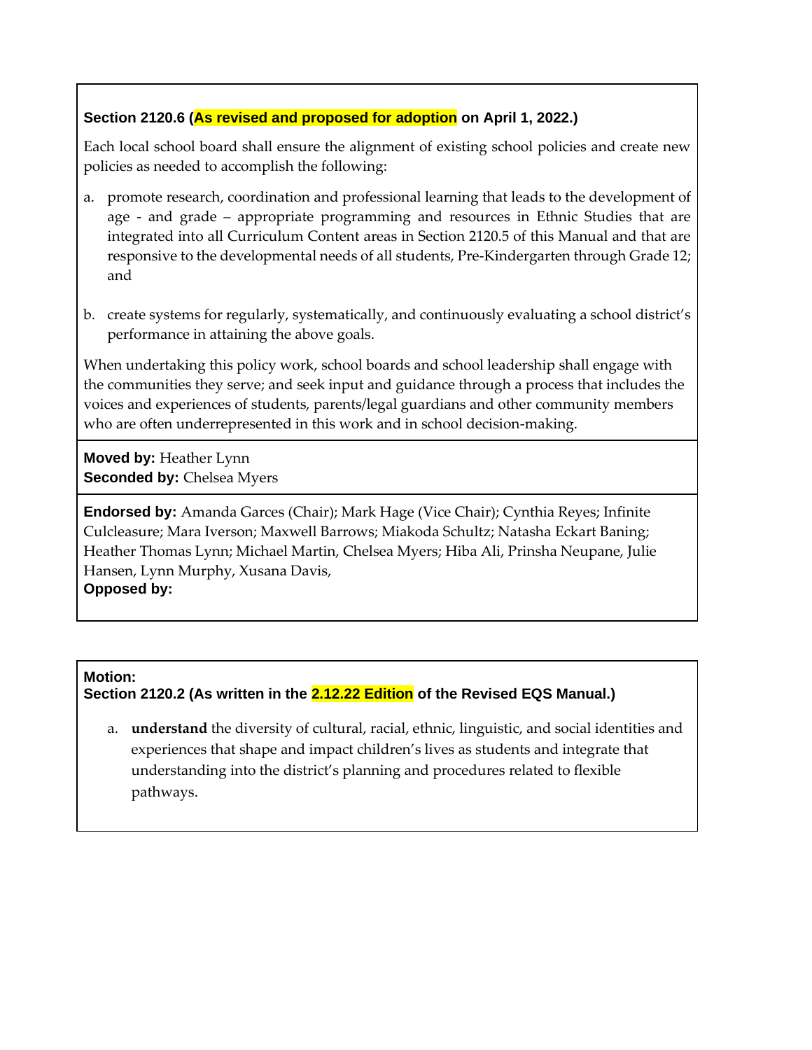**Section 2120.6 (As revised and proposed for adoption on April 1, 2022.)**

Each local school board shall ensure the alignment of existing school policies and create new policies as needed to accomplish the following:

a. promote research, coordination and professional learning that leads to the development of age - and grade – appropriate programming and resources in Ethnic Studies that are integrated into all Curriculum Content areas in Section 2120.5 of this Manual and that are responsive to the developmental needs of all students, Pre-Kindergarten through Grade 12; and

b. create systems for regularly, systematically, and continuously evaluating a school district's performance in attaining the above goals.

When undertaking this policy work, school boards and school leadership shall engage with the communities they serve; and seek input and guidance through a process that includes the voices and experiences of students, parents/legal guardians and other community members who are often underrepresented in this work and in school decision-making.

**Moved by:** Heather Lynn
**Seconded by:** Chelsea Myers

**Endorsed by:** Amanda Garces (Chair); Mark Hage (Vice Chair); Cynthia Reyes; Infinite Culcleasure; Mara Iverson; Maxwell Barrows; Miakoda Schultz; Natasha Eckart Baning; Heather Thomas Lynn; Michael Martin, Chelsea Myers; Hiba Ali, Prinsha Neupane, Julie Hansen, Lynn Murphy, Xusana Davis,
**Opposed by:**

**Motion:**
**Section 2120.2 (As written in the 2.12.22 Edition of the Revised EQS Manual.)**

a. **understand** the diversity of cultural, racial, ethnic, linguistic, and social identities and experiences that shape and impact children's lives as students and integrate that understanding into the district's planning and procedures related to flexible pathways.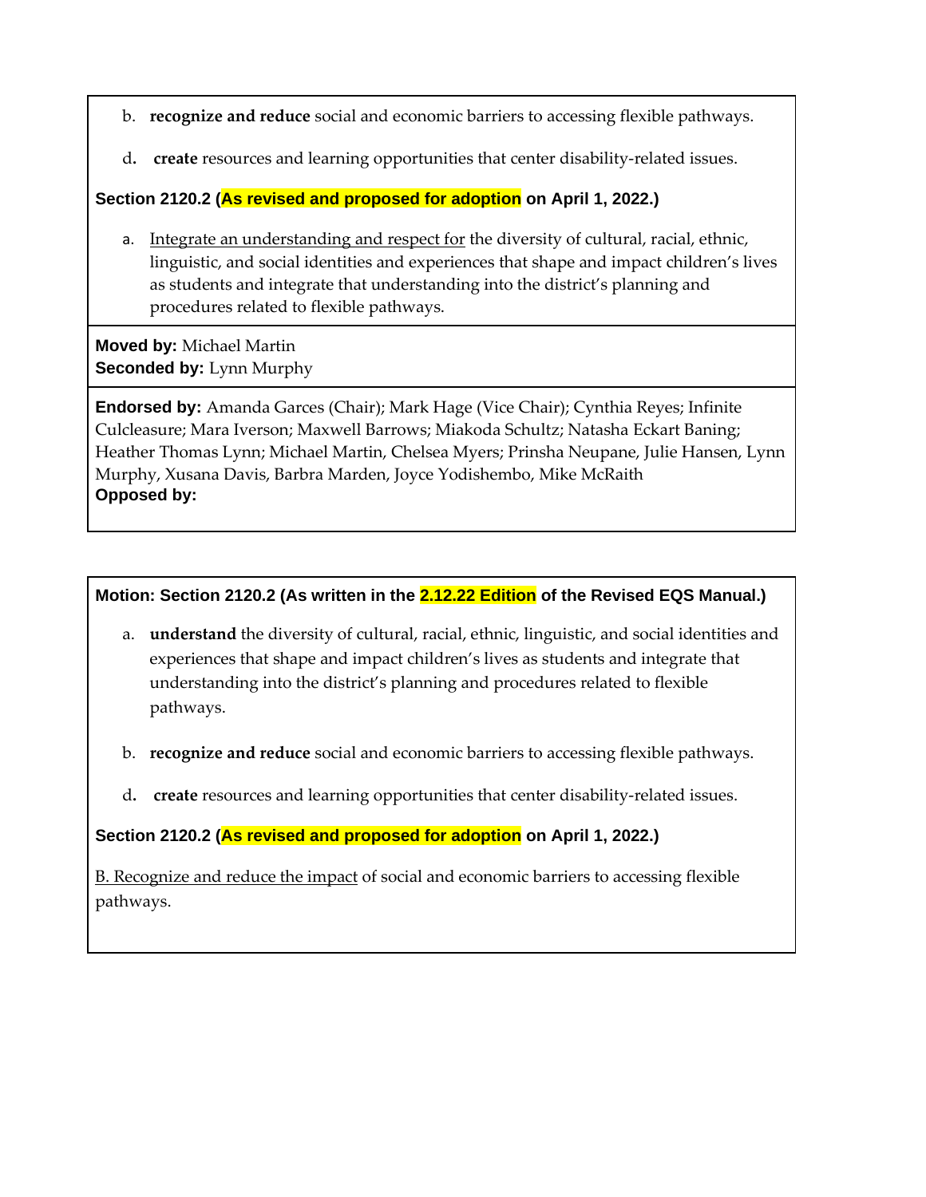b. **recognize and reduce** social and economic barriers to accessing flexible pathways.

d. **create** resources and learning opportunities that center disability-related issues.

**Section 2120.2 (As revised and proposed for adoption on April 1, 2022.)**

a. <u>Integrate an understanding and respect for</u> the diversity of cultural, racial, ethnic, linguistic, and social identities and experiences that shape and impact children's lives as students and integrate that understanding into the district's planning and procedures related to flexible pathways.

**Moved by:** Michael Martin
**Seconded by:** Lynn Murphy

**Endorsed by:** Amanda Garces (Chair); Mark Hage (Vice Chair); Cynthia Reyes; Infinite Culcleasure; Mara Iverson; Maxwell Barrows; Miakoda Schultz; Natasha Eckart Baning; Heather Thomas Lynn; Michael Martin, Chelsea Myers; Prinsha Neupane, Julie Hansen, Lynn Murphy, Xusana Davis, Barbra Marden, Joyce Yodishembo, Mike McRaith
**Opposed by:**

---

**Motion: Section 2120.2 (As written in the 2.12.22 Edition of the Revised EQS Manual.)**

a. **understand** the diversity of cultural, racial, ethnic, linguistic, and social identities and experiences that shape and impact children's lives as students and integrate that understanding into the district's planning and procedures related to flexible pathways.

b. **recognize and reduce** social and economic barriers to accessing flexible pathways.

d. **create** resources and learning opportunities that center disability-related issues.

**Section 2120.2 (As revised and proposed for adoption on April 1, 2022.)**

<u>B. Recognize and reduce the impact</u> of social and economic barriers to accessing flexible pathways.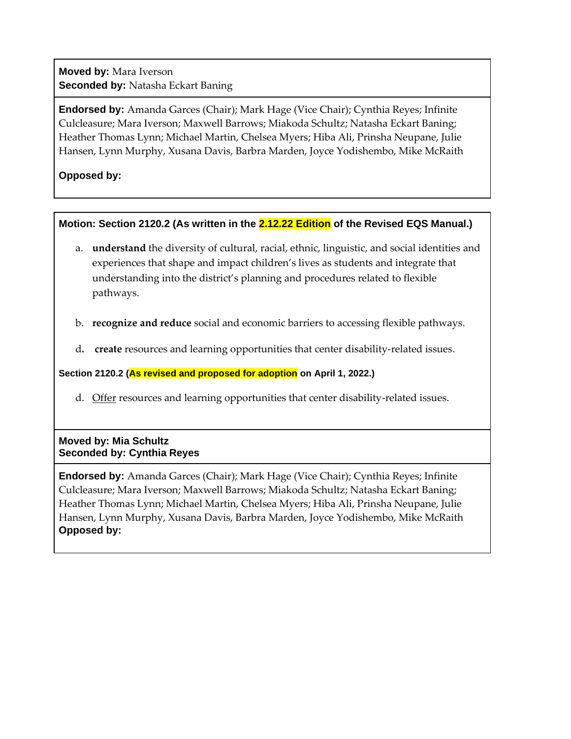**Moved by:** Mara Iverson
**Seconded by:** Natasha Eckart Baning

**Endorsed by:** Amanda Garces (Chair); Mark Hage (Vice Chair); Cynthia Reyes; Infinite Culcleasure; Mara Iverson; Maxwell Barrows; Miakoda Schultz; Natasha Eckart Baning; Heather Thomas Lynn; Michael Martin, Chelsea Myers; Hiba Ali, Prinsha Neupane, Julie Hansen, Lynn Murphy, Xusana Davis, Barbra Marden, Joyce Yodishembo, Mike McRaith

**Opposed by:**

---

**Motion: Section 2120.2 (As written in the 2.12.22 Edition of the Revised EQS Manual.)**

a. **understand** the diversity of cultural, racial, ethnic, linguistic, and social identities and experiences that shape and impact children's lives as students and integrate that understanding into the district's planning and procedures related to flexible pathways.

b. **recognize and reduce** social and economic barriers to accessing flexible pathways.

d. **create** resources and learning opportunities that center disability-related issues.

**Section 2120.2 (As revised and proposed for adoption on April 1, 2022.)**

d. <u>Offer</u> resources and learning opportunities that center disability-related issues.

**Moved by: Mia Schultz**
**Seconded by: Cynthia Reyes**

**Endorsed by:** Amanda Garces (Chair); Mark Hage (Vice Chair); Cynthia Reyes; Infinite Culcleasure; Mara Iverson; Maxwell Barrows; Miakoda Schultz; Natasha Eckart Baning; Heather Thomas Lynn; Michael Martin, Chelsea Myers; Hiba Ali, Prinsha Neupane, Julie Hansen, Lynn Murphy, Xusana Davis, Barbra Marden, Joyce Yodishembo, Mike McRaith
**Opposed by:**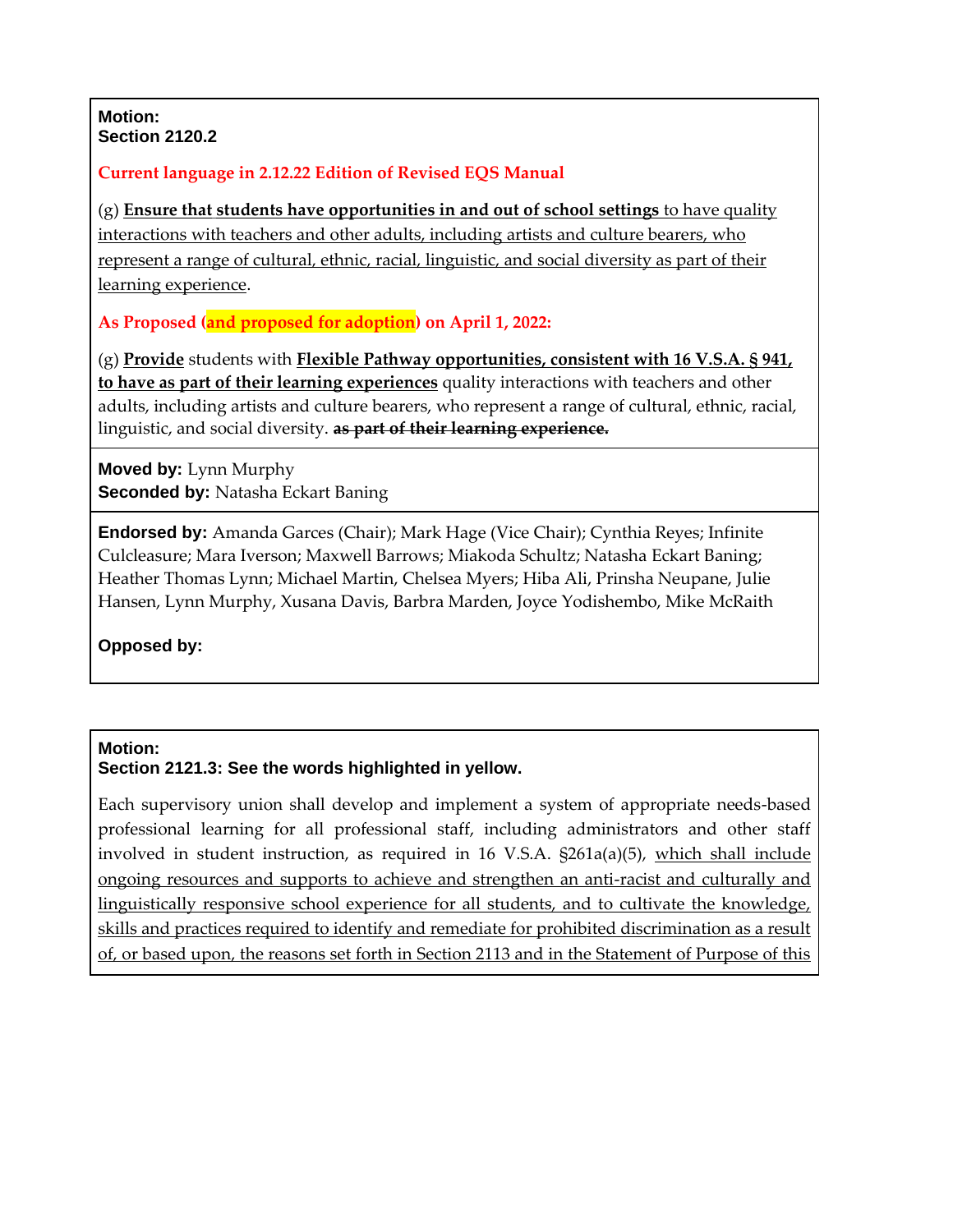**Motion:**
**Section 2120.2**

**Current language in 2.12.22 Edition of Revised EQS Manual**

(g) <u>**Ensure that students have opportunities in and out of school settings** to have quality interactions with teachers and other adults, including artists and culture bearers, who represent a range of cultural, ethnic, racial, linguistic, and social diversity as part of their learning experience</u>.

**As Proposed (and proposed for adoption) on April 1, 2022:**

(g) <u>**Provide**</u> students with <u>**Flexible Pathway opportunities, consistent with 16 V.S.A. § 941, to have as part of their learning experiences**</u> quality interactions with teachers and other adults, including artists and culture bearers, who represent a range of cultural, ethnic, racial, linguistic, and social diversity. ~~**as part of their learning experience.**~~

**Moved by:** Lynn Murphy
**Seconded by:** Natasha Eckart Baning

**Endorsed by:** Amanda Garces (Chair); Mark Hage (Vice Chair); Cynthia Reyes; Infinite Culcleasure; Mara Iverson; Maxwell Barrows; Miakoda Schultz; Natasha Eckart Baning; Heather Thomas Lynn; Michael Martin, Chelsea Myers; Hiba Ali, Prinsha Neupane, Julie Hansen, Lynn Murphy, Xusana Davis, Barbra Marden, Joyce Yodishembo, Mike McRaith

**Opposed by:**

---

**Motion:**
**Section 2121.3: See the words highlighted in yellow.**

Each supervisory union shall develop and implement a system of appropriate needs-based professional learning for all professional staff, including administrators and other staff involved in student instruction, as required in 16 V.S.A. §261a(a)(5), <u>which shall include ongoing resources and supports to achieve and strengthen an anti-racist and culturally and linguistically responsive school experience for all students, and to cultivate the knowledge, skills and practices required to identify and remediate for prohibited discrimination as a result of, or based upon, the reasons set forth in Section 2113 and in the Statement of Purpose of this</u>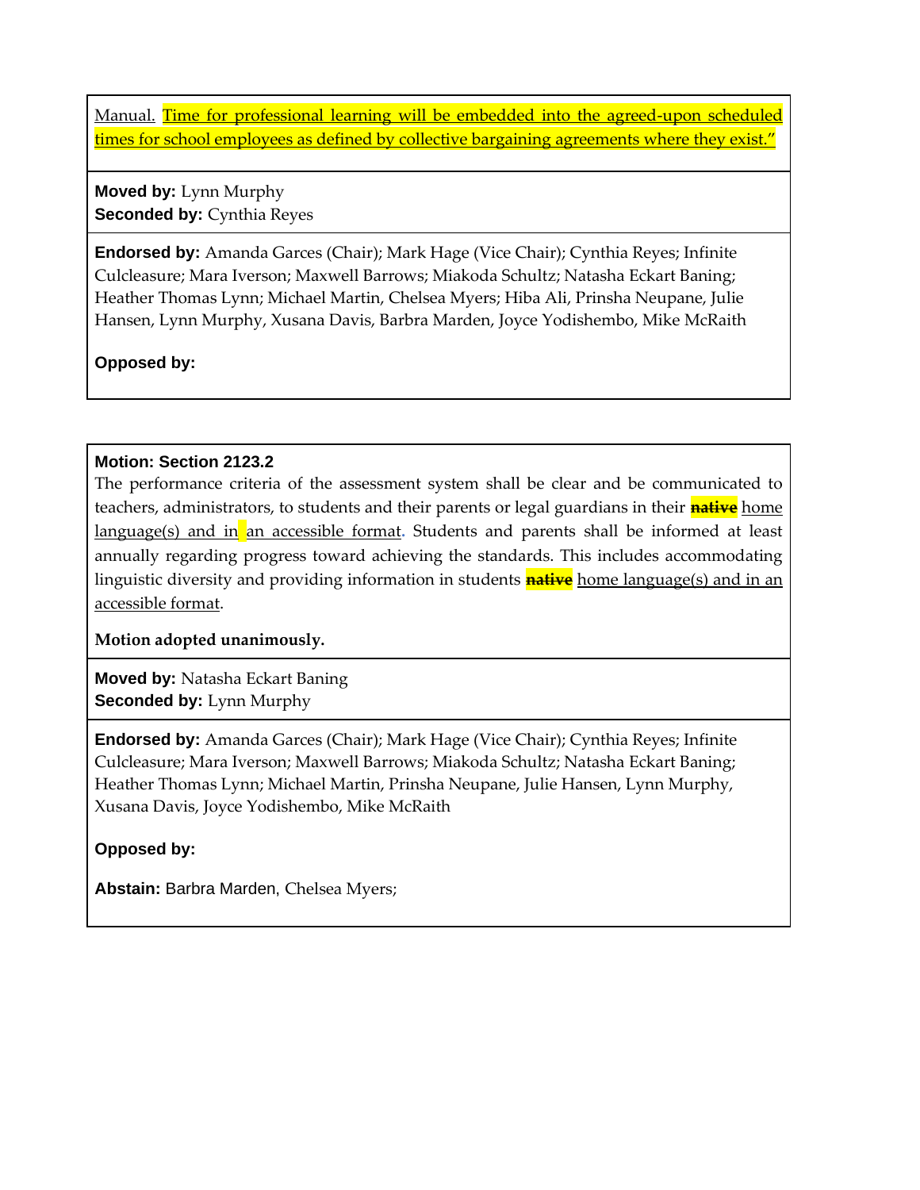Manual. Time for professional learning will be embedded into the agreed-upon scheduled times for school employees as defined by collective bargaining agreements where they exist."

**Moved by:** Lynn Murphy
**Seconded by:** Cynthia Reyes

**Endorsed by:** Amanda Garces (Chair); Mark Hage (Vice Chair); Cynthia Reyes; Infinite Culcleasure; Mara Iverson; Maxwell Barrows; Miakoda Schultz; Natasha Eckart Baning; Heather Thomas Lynn; Michael Martin, Chelsea Myers; Hiba Ali, Prinsha Neupane, Julie Hansen, Lynn Murphy, Xusana Davis, Barbra Marden, Joyce Yodishembo, Mike McRaith

**Opposed by:**

---

**Motion: Section 2123.2**

The performance criteria of the assessment system shall be clear and be communicated to teachers, administrators, to students and their parents or legal guardians in their ~~native~~ home language(s) and in an accessible format. Students and parents shall be informed at least annually regarding progress toward achieving the standards. This includes accommodating linguistic diversity and providing information in students ~~native~~ home language(s) and in an accessible format.

**Motion adopted unanimously.**

**Moved by:** Natasha Eckart Baning
**Seconded by:** Lynn Murphy

**Endorsed by:** Amanda Garces (Chair); Mark Hage (Vice Chair); Cynthia Reyes; Infinite Culcleasure; Mara Iverson; Maxwell Barrows; Miakoda Schultz; Natasha Eckart Baning; Heather Thomas Lynn; Michael Martin, Prinsha Neupane, Julie Hansen, Lynn Murphy, Xusana Davis, Joyce Yodishembo, Mike McRaith

**Opposed by:**

**Abstain:** Barbra Marden, Chelsea Myers;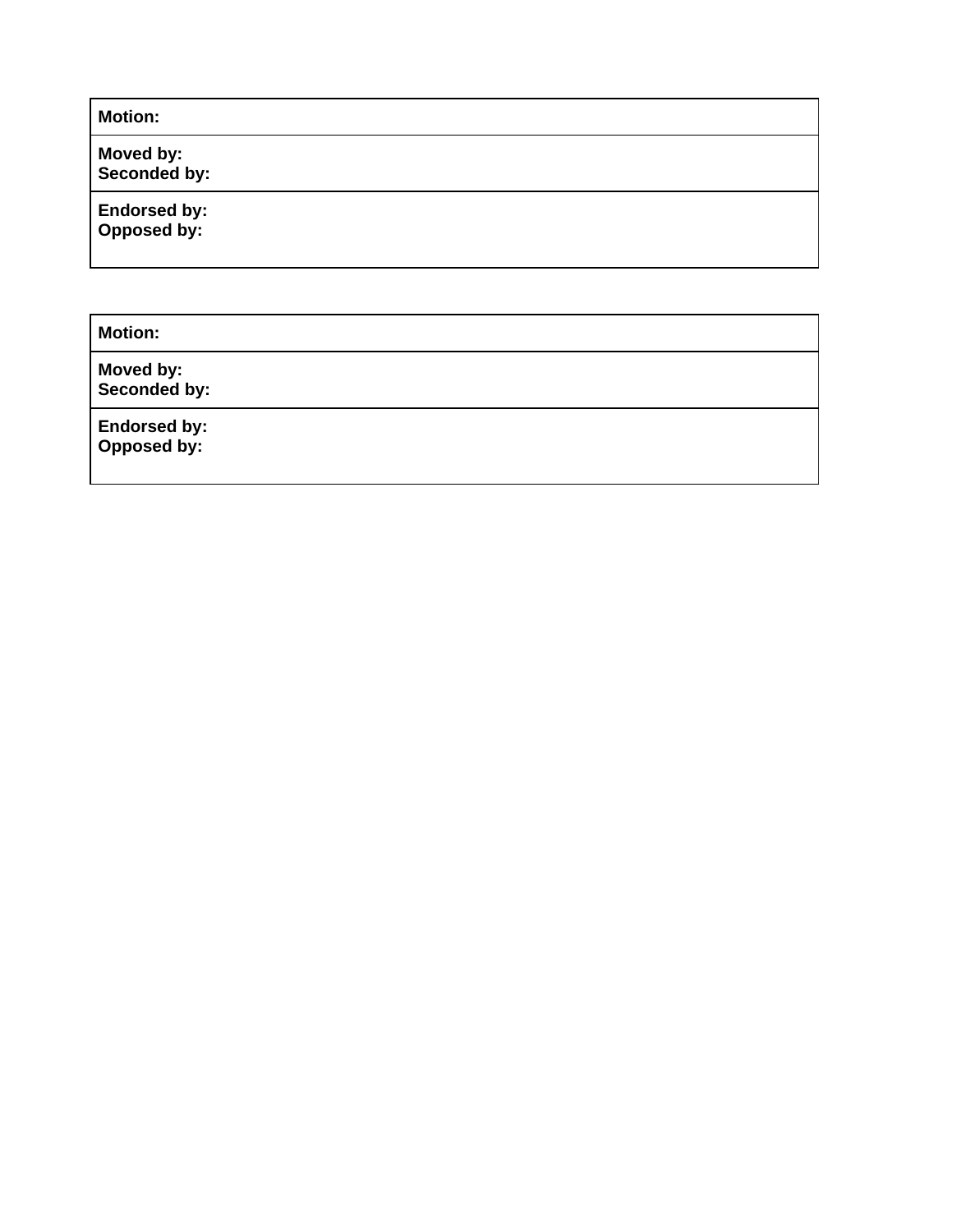| **Motion:** |
| --- |
| **Moved by:**<br>**Seconded by:** |
| **Endorsed by:**<br>**Opposed by:** |

| **Motion:** |
| --- |
| **Moved by:**<br>**Seconded by:** |
| **Endorsed by:**<br>**Opposed by:** |